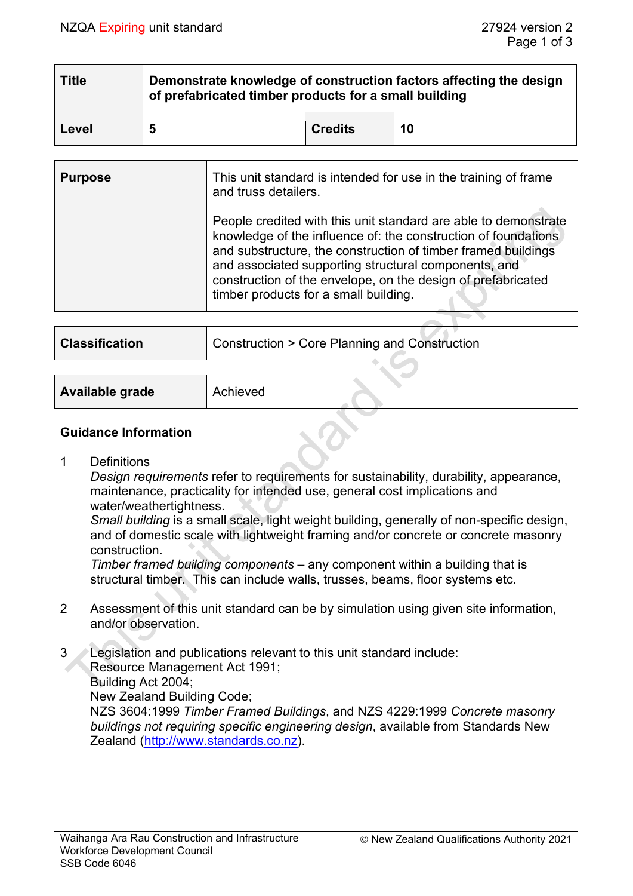| Title | Demonstrate knowledge of construction factors affecting the design of prefabricated timber products for a small building | | |
|---|---|---|---|
| Level | 5 | Credits | 10 |

| Purpose | This unit standard is intended for use in the training of frame and truss detailers.<br><br>People credited with this unit standard are able to demonstrate knowledge of the influence of: the construction of foundations and substructure, the construction of timber framed buildings and associated supporting structural components, and construction of the envelope, on the design of prefabricated timber products for a small building. |
|---|---|

| Classification | Construction > Core Planning and Construction |
|---|---|

| Available grade | Achieved |
|---|---|

## Guidance Information

1. Definitions
   *Design requirements* refer to requirements for sustainability, durability, appearance, maintenance, practicality for intended use, general cost implications and water/weathertightness.
   *Small building* is a small scale, light weight building, generally of non-specific design, and of domestic scale with lightweight framing and/or concrete or concrete masonry construction.
   *Timber framed building components* – any component within a building that is structural timber. This can include walls, trusses, beams, floor systems etc.

2. Assessment of this unit standard can be by simulation using given site information, and/or observation.

3. Legislation and publications relevant to this unit standard include:
   Resource Management Act 1991;
   Building Act 2004;
   New Zealand Building Code;
   NZS 3604:1999 *Timber Framed Buildings*, and NZS 4229:1999 *Concrete masonry buildings not requiring specific engineering design*, available from Standards New Zealand (http://www.standards.co.nz).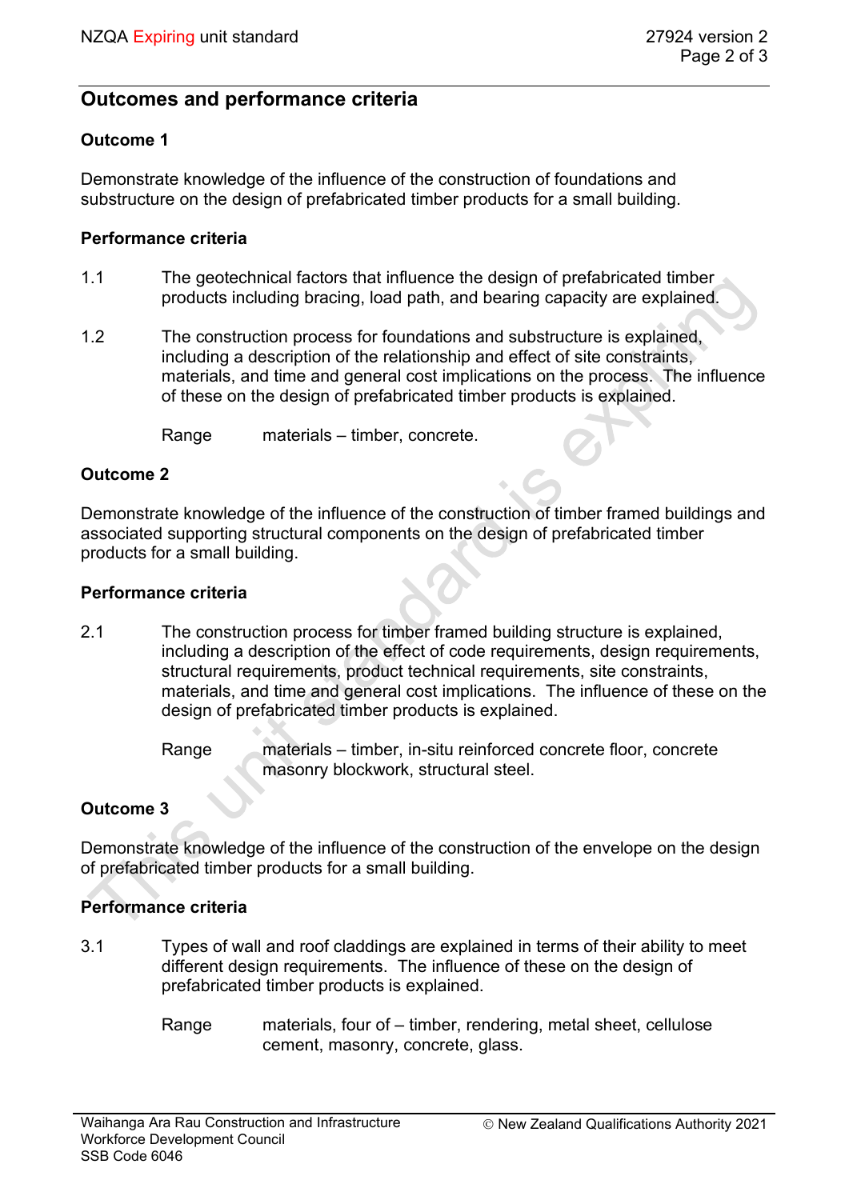## Outcomes and performance criteria

### Outcome 1

Demonstrate knowledge of the influence of the construction of foundations and substructure on the design of prefabricated timber products for a small building.

#### Performance criteria

1.1 The geotechnical factors that influence the design of prefabricated timber products including bracing, load path, and bearing capacity are explained.

1.2 The construction process for foundations and substructure is explained, including a description of the relationship and effect of site constraints, materials, and time and general cost implications on the process. The influence of these on the design of prefabricated timber products is explained.

Range materials – timber, concrete.

### Outcome 2

Demonstrate knowledge of the influence of the construction of timber framed buildings and associated supporting structural components on the design of prefabricated timber products for a small building.

#### Performance criteria

2.1 The construction process for timber framed building structure is explained, including a description of the effect of code requirements, design requirements, structural requirements, product technical requirements, site constraints, materials, and time and general cost implications. The influence of these on the design of prefabricated timber products is explained.

Range materials – timber, in-situ reinforced concrete floor, concrete masonry blockwork, structural steel.

### Outcome 3

Demonstrate knowledge of the influence of the construction of the envelope on the design of prefabricated timber products for a small building.

#### Performance criteria

3.1 Types of wall and roof claddings are explained in terms of their ability to meet different design requirements. The influence of these on the design of prefabricated timber products is explained.

Range materials, four of – timber, rendering, metal sheet, cellulose cement, masonry, concrete, glass.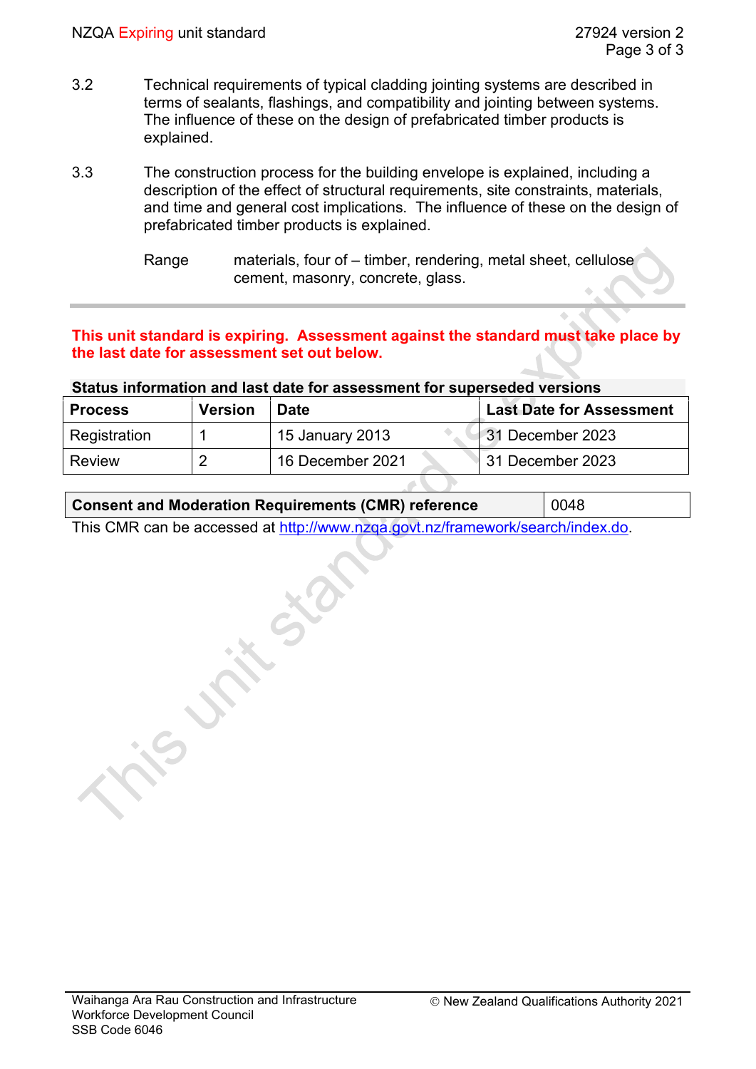3.2 Technical requirements of typical cladding jointing systems are described in terms of sealants, flashings, and compatibility and jointing between systems. The influence of these on the design of prefabricated timber products is explained.

3.3 The construction process for the building envelope is explained, including a description of the effect of structural requirements, site constraints, materials, and time and general cost implications. The influence of these on the design of prefabricated timber products is explained.

Range materials, four of – timber, rendering, metal sheet, cellulose cement, masonry, concrete, glass.

---

**This unit standard is expiring. Assessment against the standard must take place by the last date for assessment set out below.**

**Status information and last date for assessment for superseded versions**

| Process | Version | Date | Last Date for Assessment |
|---|---|---|---|
| Registration | 1 | 15 January 2013 | 31 December 2023 |
| Review | 2 | 16 December 2021 | 31 December 2023 |

| **Consent and Moderation Requirements (CMR) reference** | 0048 |
|---|---|

This CMR can be accessed at http://www.nzqa.govt.nz/framework/search/index.do.